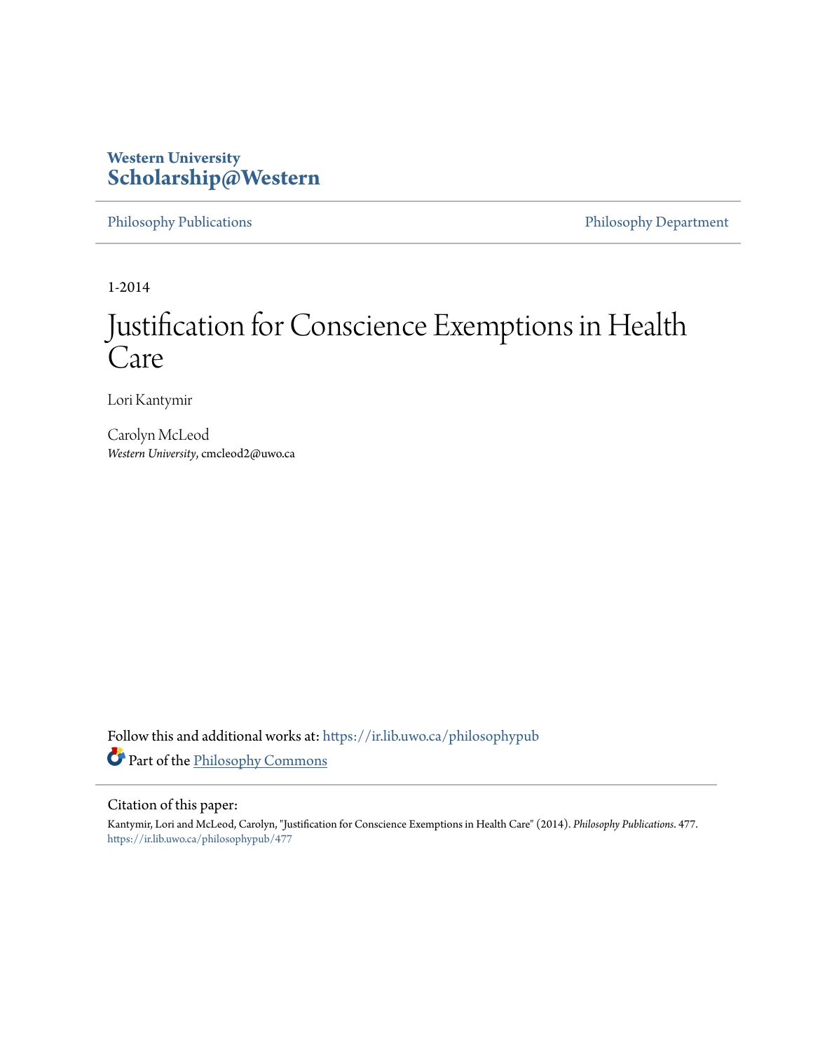Western University
# Scholarship@Western

Philosophy Publications | Philosophy Department

1-2014

# Justification for Conscience Exemptions in Health Care

Lori Kantymir

Carolyn McLeod
*Western University*, cmcleod2@uwo.ca

Follow this and additional works at: https://ir.lib.uwo.ca/philosophypub

Part of the Philosophy Commons

Citation of this paper:

Kantymir, Lori and McLeod, Carolyn, "Justification for Conscience Exemptions in Health Care" (2014). *Philosophy Publications*. 477.
https://ir.lib.uwo.ca/philosophypub/477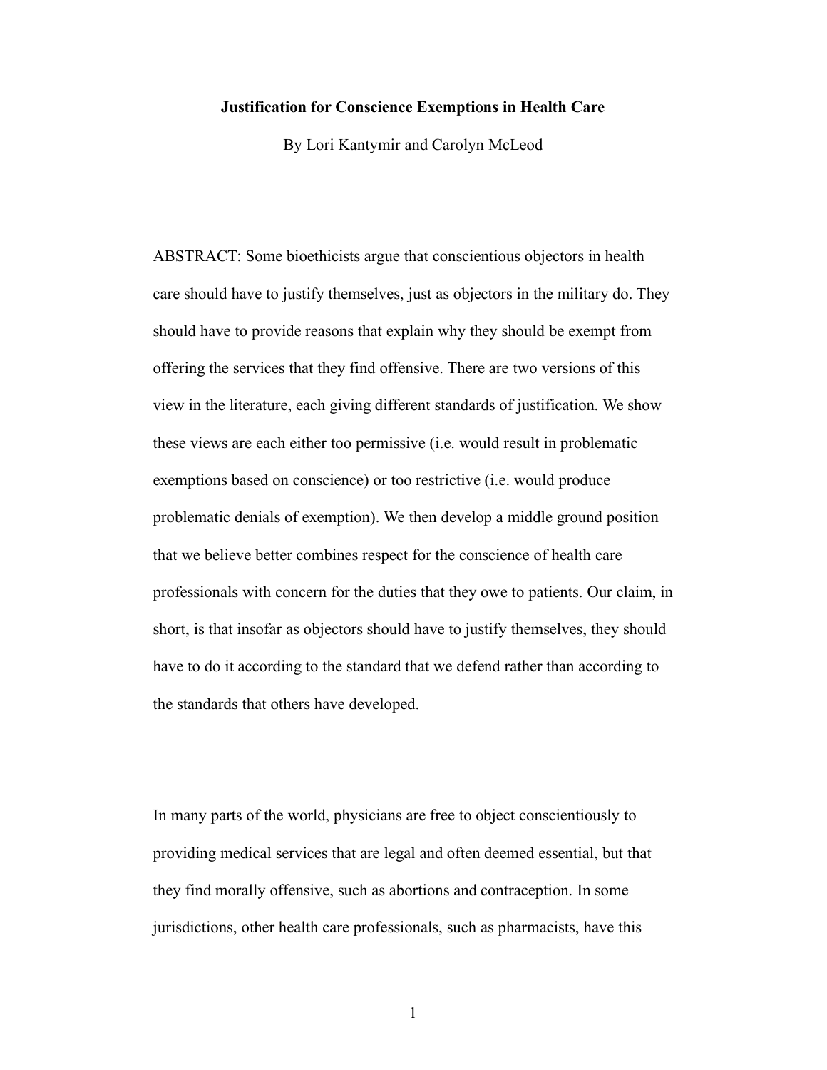**Justification for Conscience Exemptions in Health Care**

By Lori Kantymir and Carolyn McLeod

ABSTRACT: Some bioethicists argue that conscientious objectors in health care should have to justify themselves, just as objectors in the military do. They should have to provide reasons that explain why they should be exempt from offering the services that they find offensive. There are two versions of this view in the literature, each giving different standards of justification. We show these views are each either too permissive (i.e. would result in problematic exemptions based on conscience) or too restrictive (i.e. would produce problematic denials of exemption). We then develop a middle ground position that we believe better combines respect for the conscience of health care professionals with concern for the duties that they owe to patients. Our claim, in short, is that insofar as objectors should have to justify themselves, they should have to do it according to the standard that we defend rather than according to the standards that others have developed.

In many parts of the world, physicians are free to object conscientiously to providing medical services that are legal and often deemed essential, but that they find morally offensive, such as abortions and contraception. In some jurisdictions, other health care professionals, such as pharmacists, have this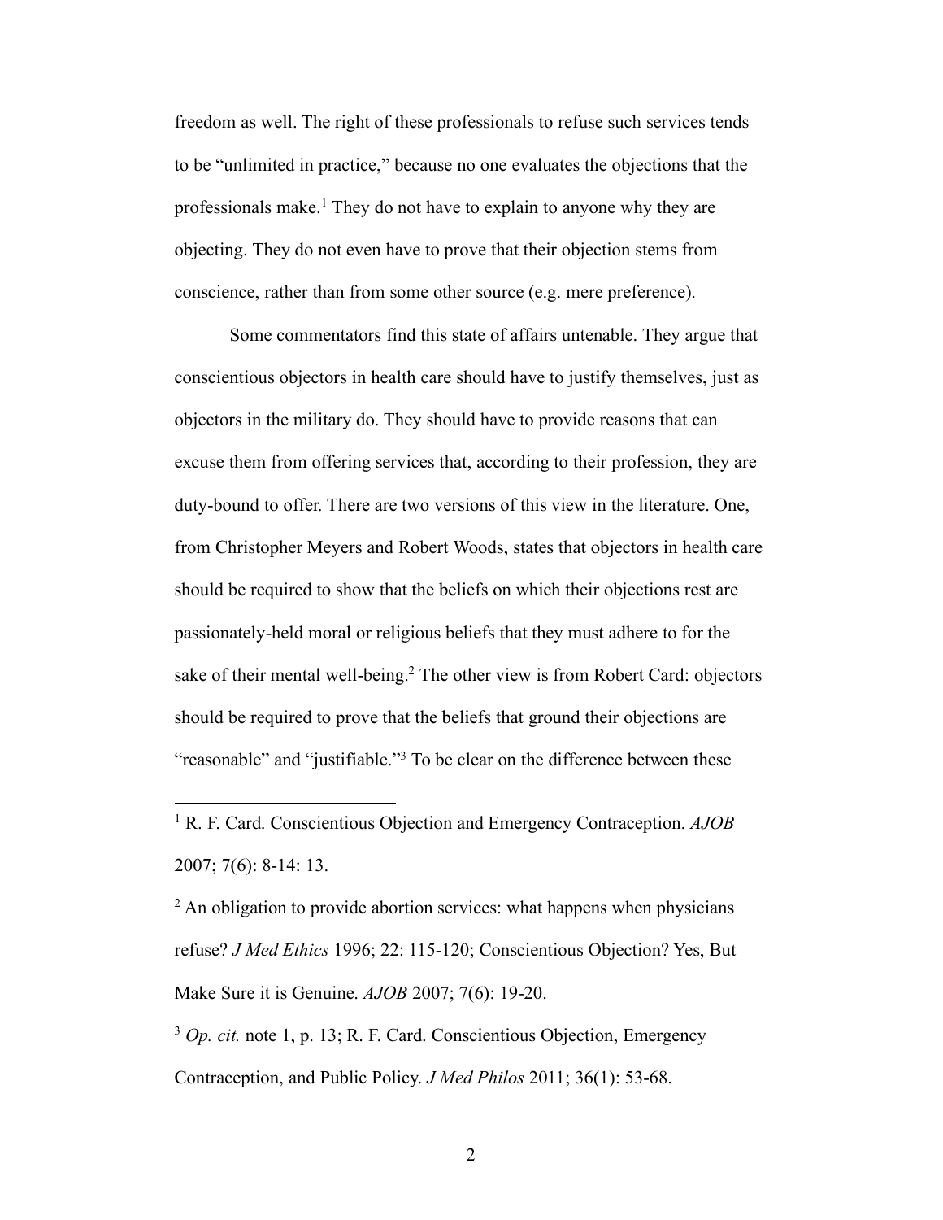freedom as well. The right of these professionals to refuse such services tends to be "unlimited in practice," because no one evaluates the objections that the professionals make.[1] They do not have to explain to anyone why they are objecting. They do not even have to prove that their objection stems from conscience, rather than from some other source (e.g. mere preference).

Some commentators find this state of affairs untenable. They argue that conscientious objectors in health care should have to justify themselves, just as objectors in the military do. They should have to provide reasons that can excuse them from offering services that, according to their profession, they are duty-bound to offer. There are two versions of this view in the literature. One, from Christopher Meyers and Robert Woods, states that objectors in health care should be required to show that the beliefs on which their objections rest are passionately-held moral or religious beliefs that they must adhere to for the sake of their mental well-being.[2] The other view is from Robert Card: objectors should be required to prove that the beliefs that ground their objections are "reasonable" and "justifiable."[3] To be clear on the difference between these

---

[1] R. F. Card. Conscientious Objection and Emergency Contraception. *AJOB* 2007; 7(6): 8-14: 13.

[2] An obligation to provide abortion services: what happens when physicians refuse? *J Med Ethics* 1996; 22: 115-120; Conscientious Objection? Yes, But Make Sure it is Genuine. *AJOB* 2007; 7(6): 19-20.

[3] *Op. cit.* note 1, p. 13; R. F. Card. Conscientious Objection, Emergency Contraception, and Public Policy. *J Med Philos* 2011; 36(1): 53-68.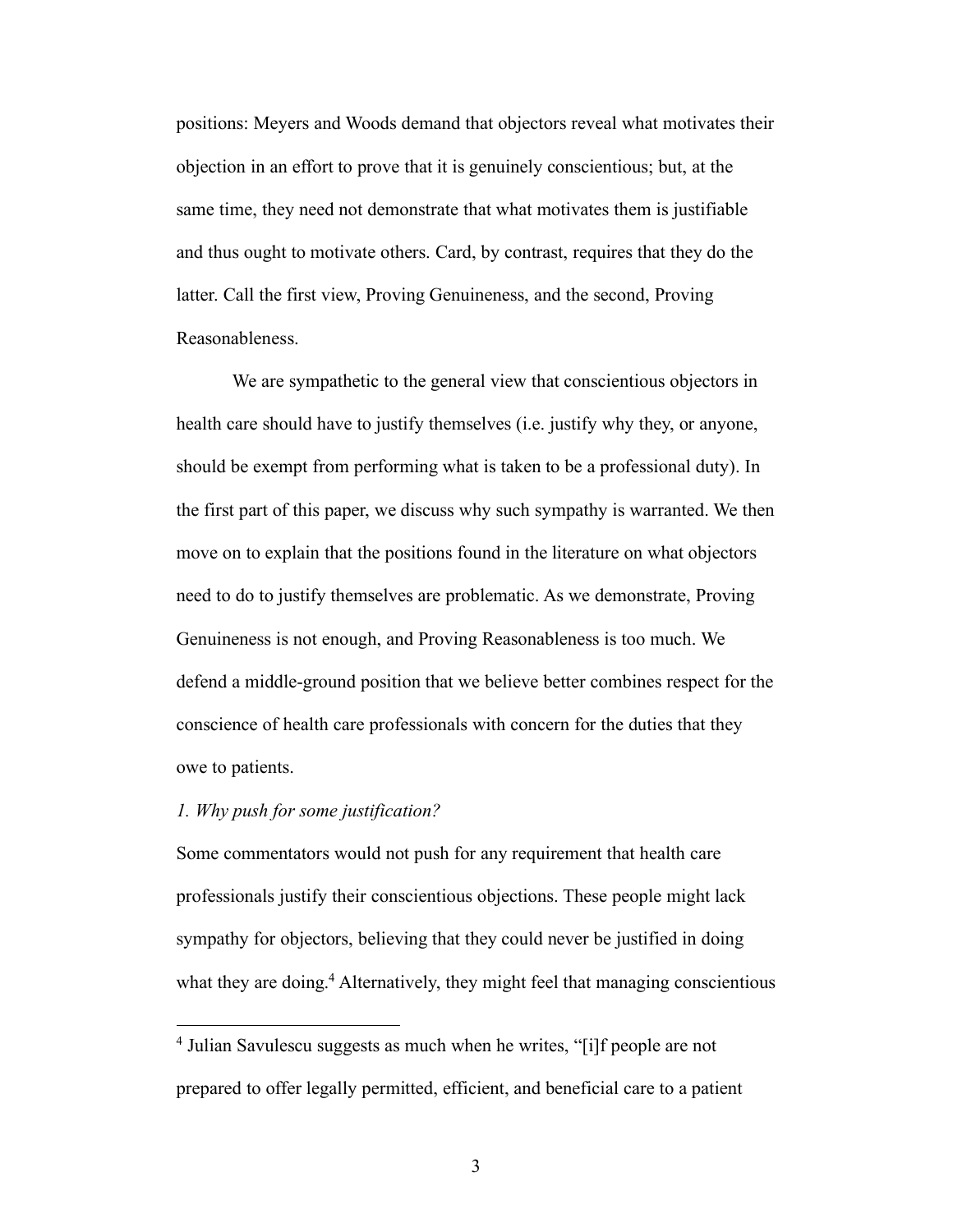positions: Meyers and Woods demand that objectors reveal what motivates their objection in an effort to prove that it is genuinely conscientious; but, at the same time, they need not demonstrate that what motivates them is justifiable and thus ought to motivate others. Card, by contrast, requires that they do the latter. Call the first view, Proving Genuineness, and the second, Proving Reasonableness.

We are sympathetic to the general view that conscientious objectors in health care should have to justify themselves (i.e. justify why they, or anyone, should be exempt from performing what is taken to be a professional duty). In the first part of this paper, we discuss why such sympathy is warranted. We then move on to explain that the positions found in the literature on what objectors need to do to justify themselves are problematic. As we demonstrate, Proving Genuineness is not enough, and Proving Reasonableness is too much. We defend a middle-ground position that we believe better combines respect for the conscience of health care professionals with concern for the duties that they owe to patients.

*1. Why push for some justification?*

Some commentators would not push for any requirement that health care professionals justify their conscientious objections. These people might lack sympathy for objectors, believing that they could never be justified in doing what they are doing.[4] Alternatively, they might feel that managing conscientious

[4] Julian Savulescu suggests as much when he writes, "[i]f people are not prepared to offer legally permitted, efficient, and beneficial care to a patient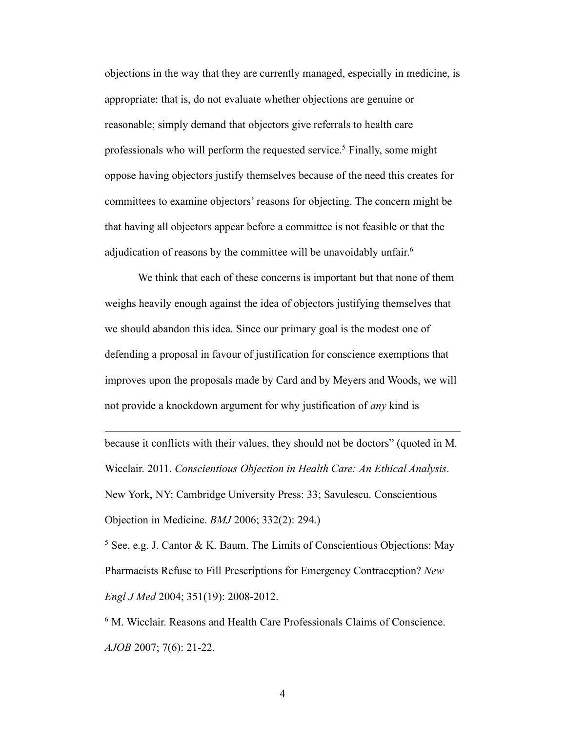objections in the way that they are currently managed, especially in medicine, is appropriate: that is, do not evaluate whether objections are genuine or reasonable; simply demand that objectors give referrals to health care professionals who will perform the requested service.[5] Finally, some might oppose having objectors justify themselves because of the need this creates for committees to examine objectors' reasons for objecting. The concern might be that having all objectors appear before a committee is not feasible or that the adjudication of reasons by the committee will be unavoidably unfair.[6]

We think that each of these concerns is important but that none of them weighs heavily enough against the idea of objectors justifying themselves that we should abandon this idea. Since our primary goal is the modest one of defending a proposal in favour of justification for conscience exemptions that improves upon the proposals made by Card and by Meyers and Woods, we will not provide a knockdown argument for why justification of *any* kind is

---

because it conflicts with their values, they should not be doctors" (quoted in M. Wicclair. 2011. *Conscientious Objection in Health Care: An Ethical Analysis*. New York, NY: Cambridge University Press: 33; Savulescu. Conscientious Objection in Medicine. *BMJ* 2006; 332(2): 294.)

[5] See, e.g. J. Cantor & K. Baum. The Limits of Conscientious Objections: May Pharmacists Refuse to Fill Prescriptions for Emergency Contraception? *New Engl J Med* 2004; 351(19): 2008-2012.

[6] M. Wicclair. Reasons and Health Care Professionals Claims of Conscience. *AJOB* 2007; 7(6): 21-22.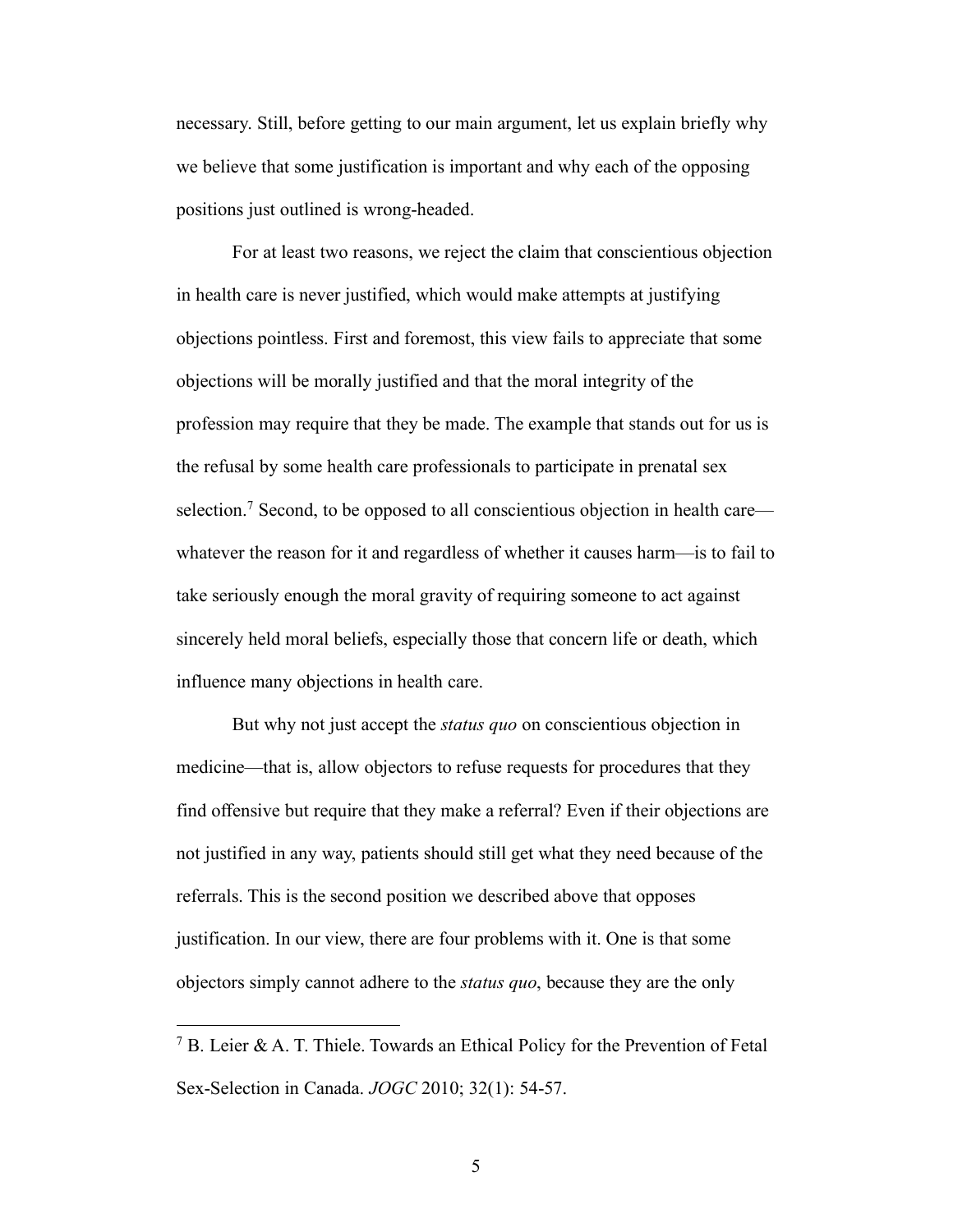necessary. Still, before getting to our main argument, let us explain briefly why we believe that some justification is important and why each of the opposing positions just outlined is wrong-headed.

For at least two reasons, we reject the claim that conscientious objection in health care is never justified, which would make attempts at justifying objections pointless. First and foremost, this view fails to appreciate that some objections will be morally justified and that the moral integrity of the profession may require that they be made. The example that stands out for us is the refusal by some health care professionals to participate in prenatal sex selection.[7] Second, to be opposed to all conscientious objection in health care—whatever the reason for it and regardless of whether it causes harm—is to fail to take seriously enough the moral gravity of requiring someone to act against sincerely held moral beliefs, especially those that concern life or death, which influence many objections in health care.

But why not just accept the *status quo* on conscientious objection in medicine—that is, allow objectors to refuse requests for procedures that they find offensive but require that they make a referral? Even if their objections are not justified in any way, patients should still get what they need because of the referrals. This is the second position we described above that opposes justification. In our view, there are four problems with it. One is that some objectors simply cannot adhere to the *status quo*, because they are the only

---

[7] B. Leier & A. T. Thiele. Towards an Ethical Policy for the Prevention of Fetal Sex-Selection in Canada. *JOGC* 2010; 32(1): 54-57.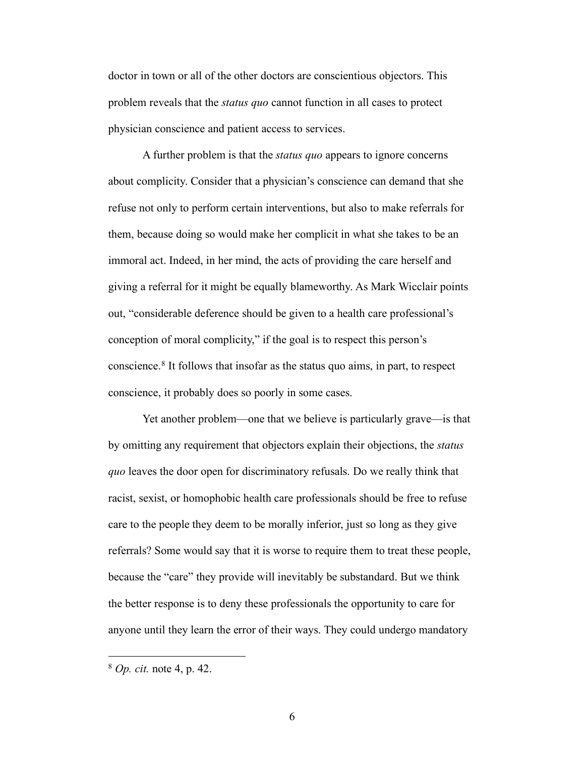doctor in town or all of the other doctors are conscientious objectors. This problem reveals that the *status quo* cannot function in all cases to protect physician conscience and patient access to services.

A further problem is that the *status quo* appears to ignore concerns about complicity. Consider that a physician's conscience can demand that she refuse not only to perform certain interventions, but also to make referrals for them, because doing so would make her complicit in what she takes to be an immoral act. Indeed, in her mind, the acts of providing the care herself and giving a referral for it might be equally blameworthy. As Mark Wicclair points out, "considerable deference should be given to a health care professional's conception of moral complicity," if the goal is to respect this person's conscience.[8] It follows that insofar as the status quo aims, in part, to respect conscience, it probably does so poorly in some cases.

Yet another problem—one that we believe is particularly grave—is that by omitting any requirement that objectors explain their objections, the *status quo* leaves the door open for discriminatory refusals. Do we really think that racist, sexist, or homophobic health care professionals should be free to refuse care to the people they deem to be morally inferior, just so long as they give referrals? Some would say that it is worse to require them to treat these people, because the "care" they provide will inevitably be substandard. But we think the better response is to deny these professionals the opportunity to care for anyone until they learn the error of their ways. They could undergo mandatory

---

[8] *Op. cit.* note 4, p. 42.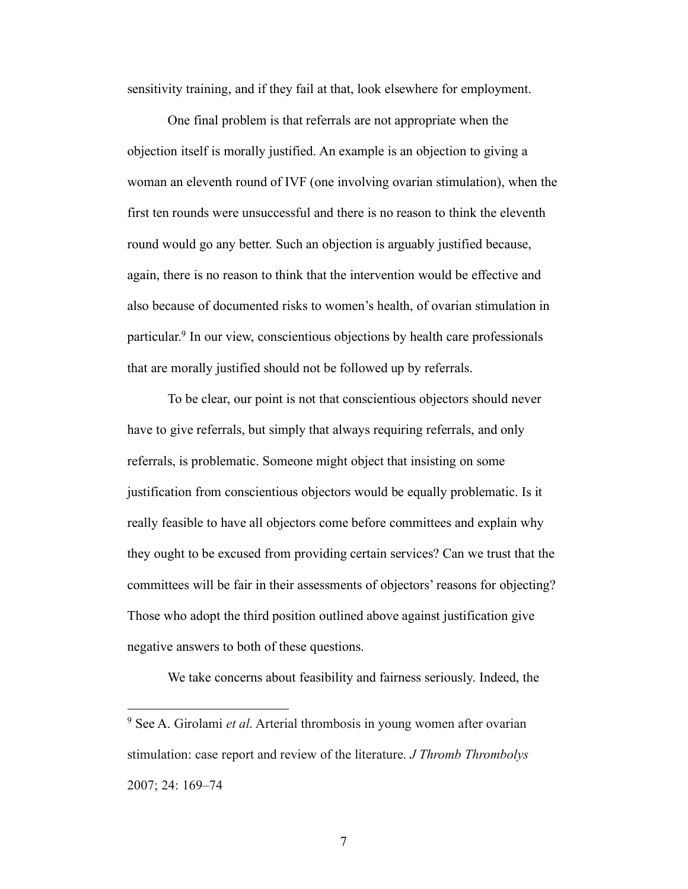sensitivity training, and if they fail at that, look elsewhere for employment.

One final problem is that referrals are not appropriate when the objection itself is morally justified. An example is an objection to giving a woman an eleventh round of IVF (one involving ovarian stimulation), when the first ten rounds were unsuccessful and there is no reason to think the eleventh round would go any better. Such an objection is arguably justified because, again, there is no reason to think that the intervention would be effective and also because of documented risks to women's health, of ovarian stimulation in particular.[9] In our view, conscientious objections by health care professionals that are morally justified should not be followed up by referrals.

To be clear, our point is not that conscientious objectors should never have to give referrals, but simply that always requiring referrals, and only referrals, is problematic. Someone might object that insisting on some justification from conscientious objectors would be equally problematic. Is it really feasible to have all objectors come before committees and explain why they ought to be excused from providing certain services? Can we trust that the committees will be fair in their assessments of objectors' reasons for objecting? Those who adopt the third position outlined above against justification give negative answers to both of these questions.

We take concerns about feasibility and fairness seriously. Indeed, the

---

[9] See A. Girolami *et al*. Arterial thrombosis in young women after ovarian stimulation: case report and review of the literature. *J Thromb Thrombolys* 2007; 24: 169–74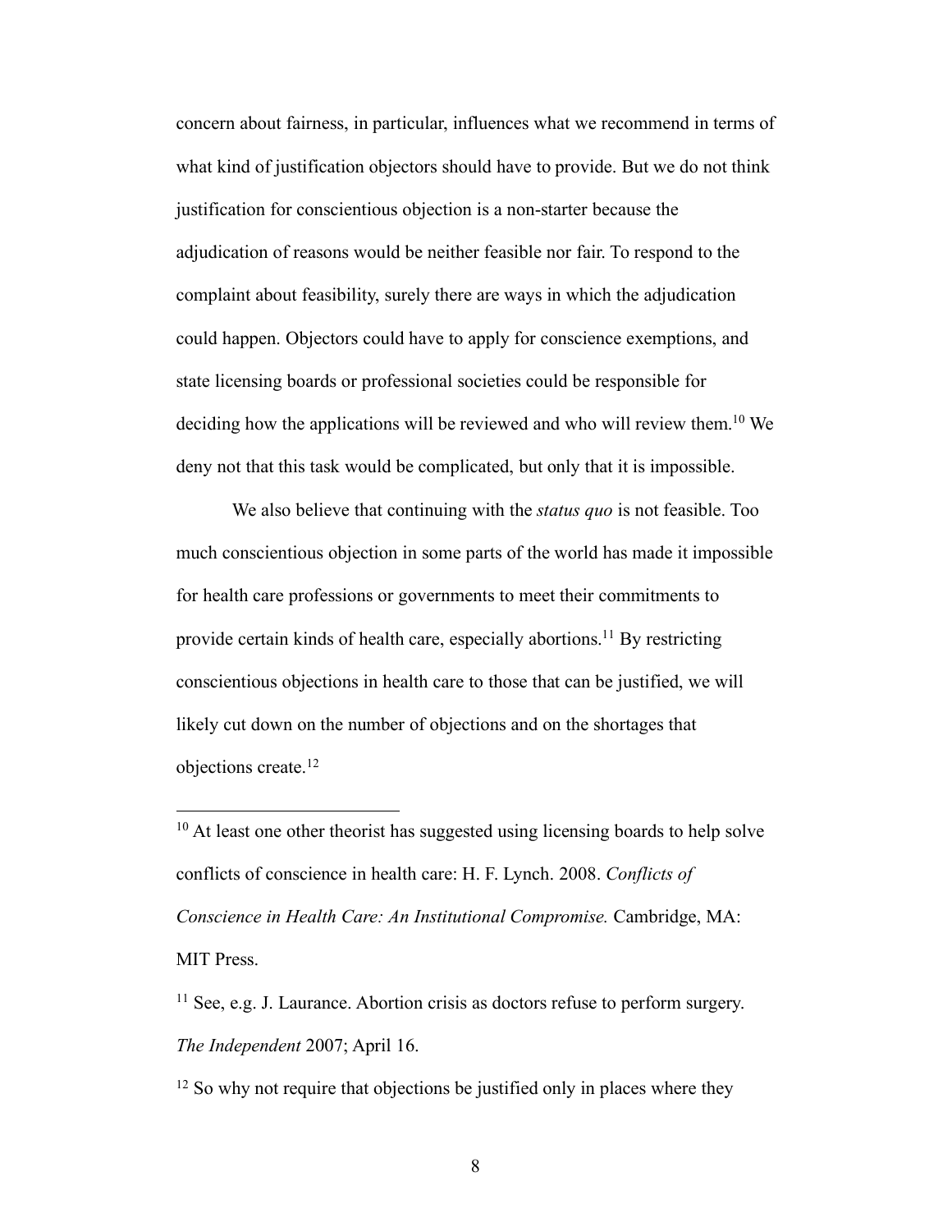concern about fairness, in particular, influences what we recommend in terms of what kind of justification objectors should have to provide. But we do not think justification for conscientious objection is a non-starter because the adjudication of reasons would be neither feasible nor fair. To respond to the complaint about feasibility, surely there are ways in which the adjudication could happen. Objectors could have to apply for conscience exemptions, and state licensing boards or professional societies could be responsible for deciding how the applications will be reviewed and who will review them.[10] We deny not that this task would be complicated, but only that it is impossible.

We also believe that continuing with the *status quo* is not feasible. Too much conscientious objection in some parts of the world has made it impossible for health care professions or governments to meet their commitments to provide certain kinds of health care, especially abortions.[11] By restricting conscientious objections in health care to those that can be justified, we will likely cut down on the number of objections and on the shortages that objections create.[12]

---

[10] At least one other theorist has suggested using licensing boards to help solve conflicts of conscience in health care: H. F. Lynch. 2008. *Conflicts of Conscience in Health Care: An Institutional Compromise.* Cambridge, MA: MIT Press.

[11] See, e.g. J. Laurance. Abortion crisis as doctors refuse to perform surgery. *The Independent* 2007; April 16.

[12] So why not require that objections be justified only in places where they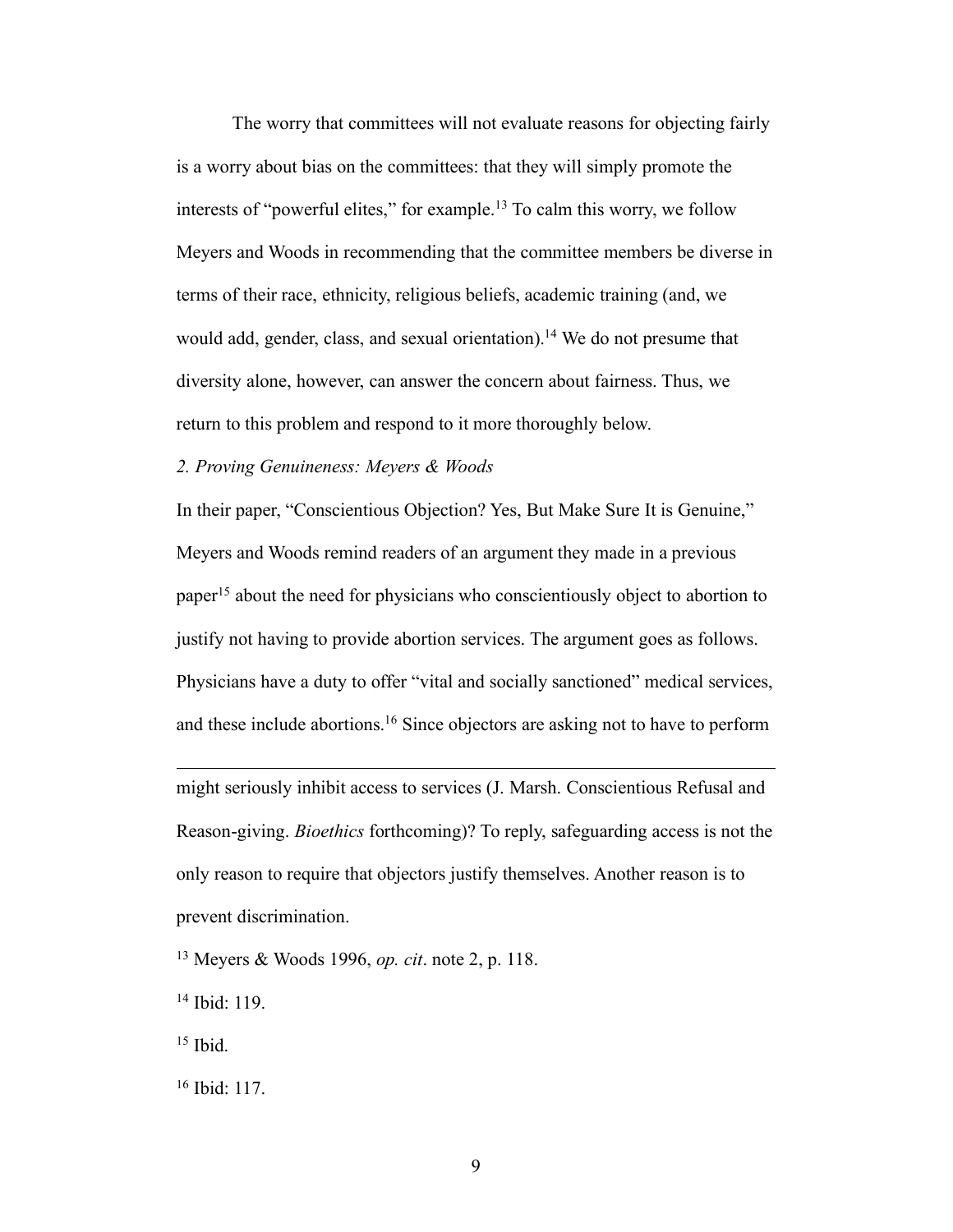The worry that committees will not evaluate reasons for objecting fairly is a worry about bias on the committees: that they will simply promote the interests of "powerful elites," for example.[13] To calm this worry, we follow Meyers and Woods in recommending that the committee members be diverse in terms of their race, ethnicity, religious beliefs, academic training (and, we would add, gender, class, and sexual orientation).[14] We do not presume that diversity alone, however, can answer the concern about fairness. Thus, we return to this problem and respond to it more thoroughly below.

*2. Proving Genuineness: Meyers & Woods*

In their paper, "Conscientious Objection? Yes, But Make Sure It is Genuine," Meyers and Woods remind readers of an argument they made in a previous paper[15] about the need for physicians who conscientiously object to abortion to justify not having to provide abortion services. The argument goes as follows. Physicians have a duty to offer "vital and socially sanctioned" medical services, and these include abortions.[16] Since objectors are asking not to have to perform

---

might seriously inhibit access to services (J. Marsh. Conscientious Refusal and Reason-giving. *Bioethics* forthcoming)? To reply, safeguarding access is not the only reason to require that objectors justify themselves. Another reason is to prevent discrimination.

[13] Meyers & Woods 1996, *op. cit*. note 2, p. 118.

[14] Ibid: 119.

[15] Ibid.

[16] Ibid: 117.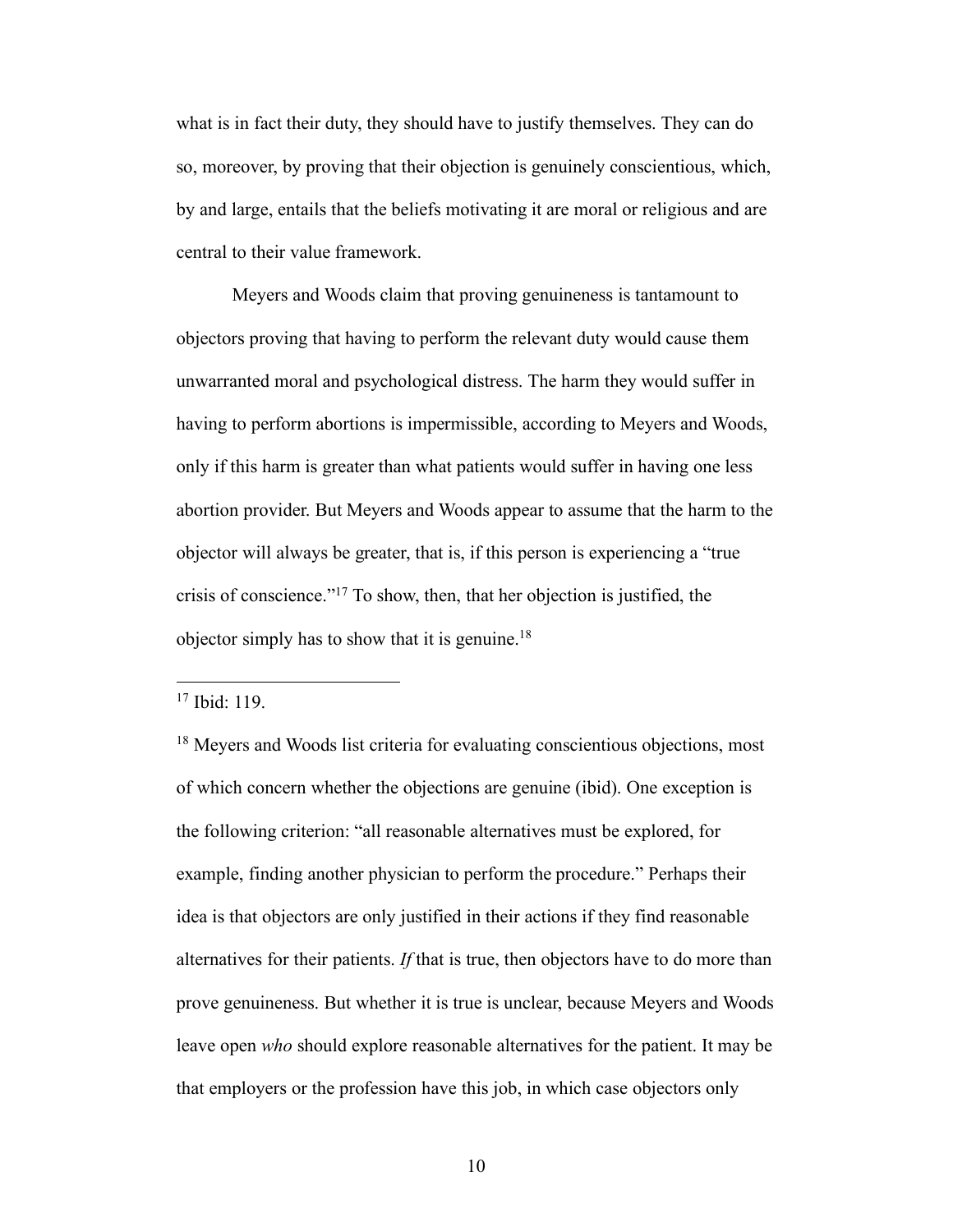what is in fact their duty, they should have to justify themselves. They can do so, moreover, by proving that their objection is genuinely conscientious, which, by and large, entails that the beliefs motivating it are moral or religious and are central to their value framework.

Meyers and Woods claim that proving genuineness is tantamount to objectors proving that having to perform the relevant duty would cause them unwarranted moral and psychological distress. The harm they would suffer in having to perform abortions is impermissible, according to Meyers and Woods, only if this harm is greater than what patients would suffer in having one less abortion provider. But Meyers and Woods appear to assume that the harm to the objector will always be greater, that is, if this person is experiencing a "true crisis of conscience."[17] To show, then, that her objection is justified, the objector simply has to show that it is genuine.[18]

---

[17] Ibid: 119.

[18] Meyers and Woods list criteria for evaluating conscientious objections, most of which concern whether the objections are genuine (ibid). One exception is the following criterion: "all reasonable alternatives must be explored, for example, finding another physician to perform the procedure." Perhaps their idea is that objectors are only justified in their actions if they find reasonable alternatives for their patients. *If* that is true, then objectors have to do more than prove genuineness. But whether it is true is unclear, because Meyers and Woods leave open *who* should explore reasonable alternatives for the patient. It may be that employers or the profession have this job, in which case objectors only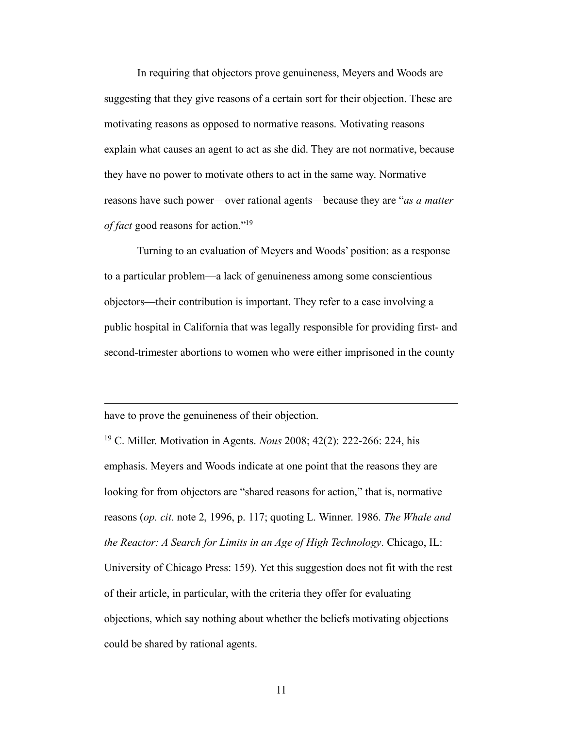In requiring that objectors prove genuineness, Meyers and Woods are suggesting that they give reasons of a certain sort for their objection. These are motivating reasons as opposed to normative reasons. Motivating reasons explain what causes an agent to act as she did. They are not normative, because they have no power to motivate others to act in the same way. Normative reasons have such power—over rational agents—because they are "*as a matter of fact* good reasons for action."[19]

Turning to an evaluation of Meyers and Woods' position: as a response to a particular problem—a lack of genuineness among some conscientious objectors—their contribution is important. They refer to a case involving a public hospital in California that was legally responsible for providing first- and second-trimester abortions to women who were either imprisoned in the county

---

have to prove the genuineness of their objection.

[19] C. Miller. Motivation in Agents. *Nous* 2008; 42(2): 222-266: 224, his emphasis. Meyers and Woods indicate at one point that the reasons they are looking for from objectors are "shared reasons for action," that is, normative reasons (*op. cit*. note 2, 1996, p. 117; quoting L. Winner. 1986. *The Whale and the Reactor: A Search for Limits in an Age of High Technology*. Chicago, IL: University of Chicago Press: 159). Yet this suggestion does not fit with the rest of their article, in particular, with the criteria they offer for evaluating objections, which say nothing about whether the beliefs motivating objections could be shared by rational agents.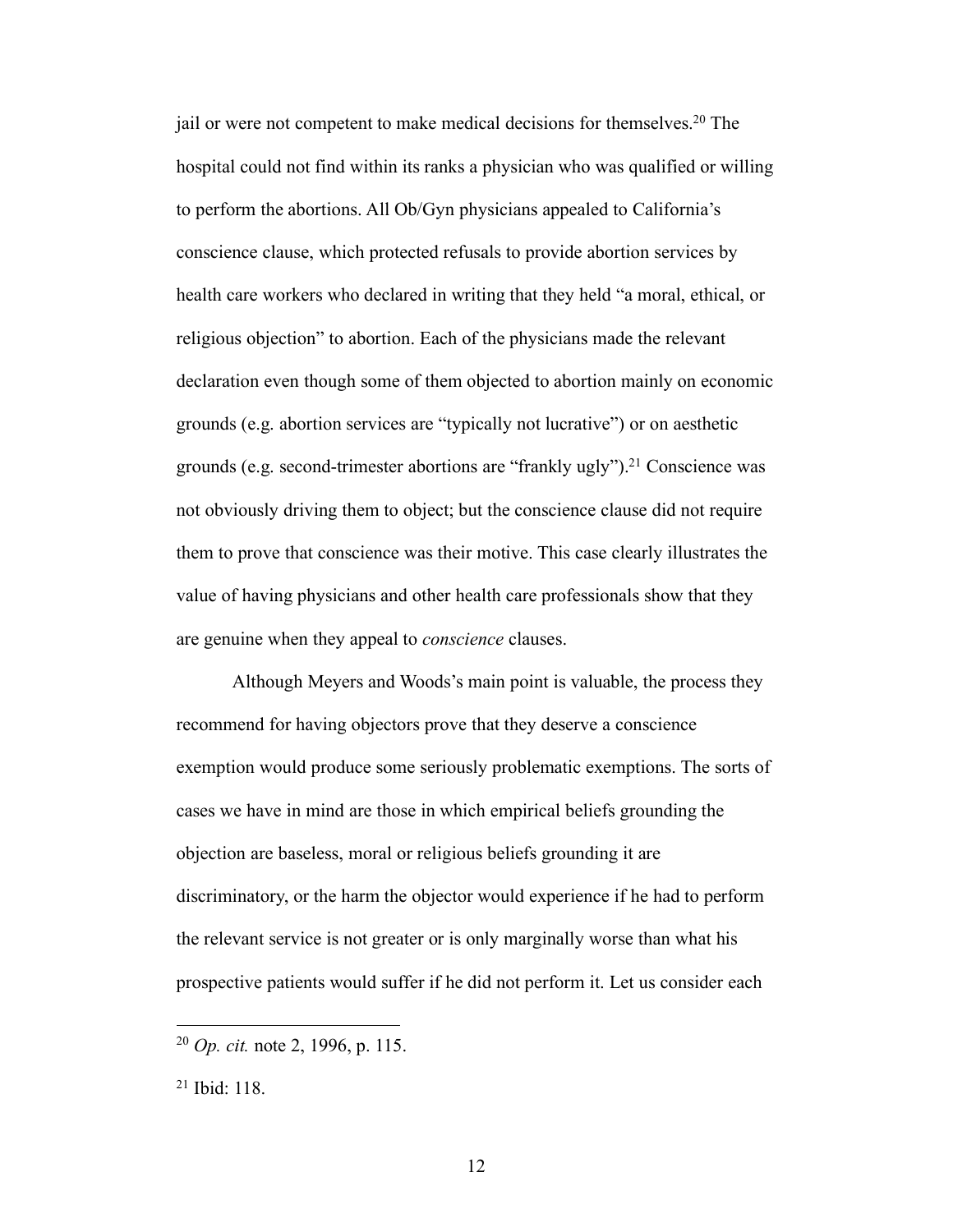jail or were not competent to make medical decisions for themselves.[20] The hospital could not find within its ranks a physician who was qualified or willing to perform the abortions. All Ob/Gyn physicians appealed to California's conscience clause, which protected refusals to provide abortion services by health care workers who declared in writing that they held "a moral, ethical, or religious objection" to abortion. Each of the physicians made the relevant declaration even though some of them objected to abortion mainly on economic grounds (e.g. abortion services are "typically not lucrative") or on aesthetic grounds (e.g. second-trimester abortions are "frankly ugly").[21] Conscience was not obviously driving them to object; but the conscience clause did not require them to prove that conscience was their motive. This case clearly illustrates the value of having physicians and other health care professionals show that they are genuine when they appeal to *conscience* clauses.

Although Meyers and Woods's main point is valuable, the process they recommend for having objectors prove that they deserve a conscience exemption would produce some seriously problematic exemptions. The sorts of cases we have in mind are those in which empirical beliefs grounding the objection are baseless, moral or religious beliefs grounding it are discriminatory, or the harm the objector would experience if he had to perform the relevant service is not greater or is only marginally worse than what his prospective patients would suffer if he did not perform it. Let us consider each

[20] *Op. cit.* note 2, 1996, p. 115.

[21] Ibid: 118.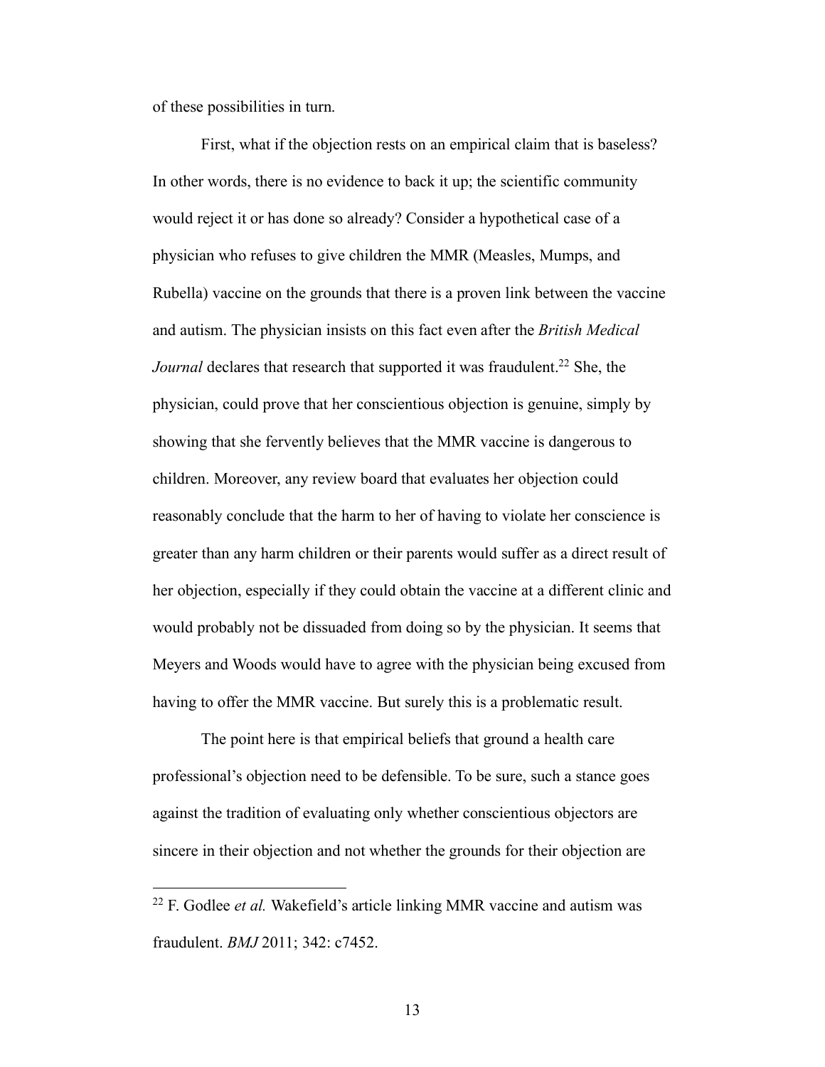of these possibilities in turn.

First, what if the objection rests on an empirical claim that is baseless? In other words, there is no evidence to back it up; the scientific community would reject it or has done so already? Consider a hypothetical case of a physician who refuses to give children the MMR (Measles, Mumps, and Rubella) vaccine on the grounds that there is a proven link between the vaccine and autism. The physician insists on this fact even after the *British Medical Journal* declares that research that supported it was fraudulent.[22] She, the physician, could prove that her conscientious objection is genuine, simply by showing that she fervently believes that the MMR vaccine is dangerous to children. Moreover, any review board that evaluates her objection could reasonably conclude that the harm to her of having to violate her conscience is greater than any harm children or their parents would suffer as a direct result of her objection, especially if they could obtain the vaccine at a different clinic and would probably not be dissuaded from doing so by the physician. It seems that Meyers and Woods would have to agree with the physician being excused from having to offer the MMR vaccine. But surely this is a problematic result.

The point here is that empirical beliefs that ground a health care professional's objection need to be defensible. To be sure, such a stance goes against the tradition of evaluating only whether conscientious objectors are sincere in their objection and not whether the grounds for their objection are

---

[22] F. Godlee *et al.* Wakefield's article linking MMR vaccine and autism was fraudulent. *BMJ* 2011; 342: c7452.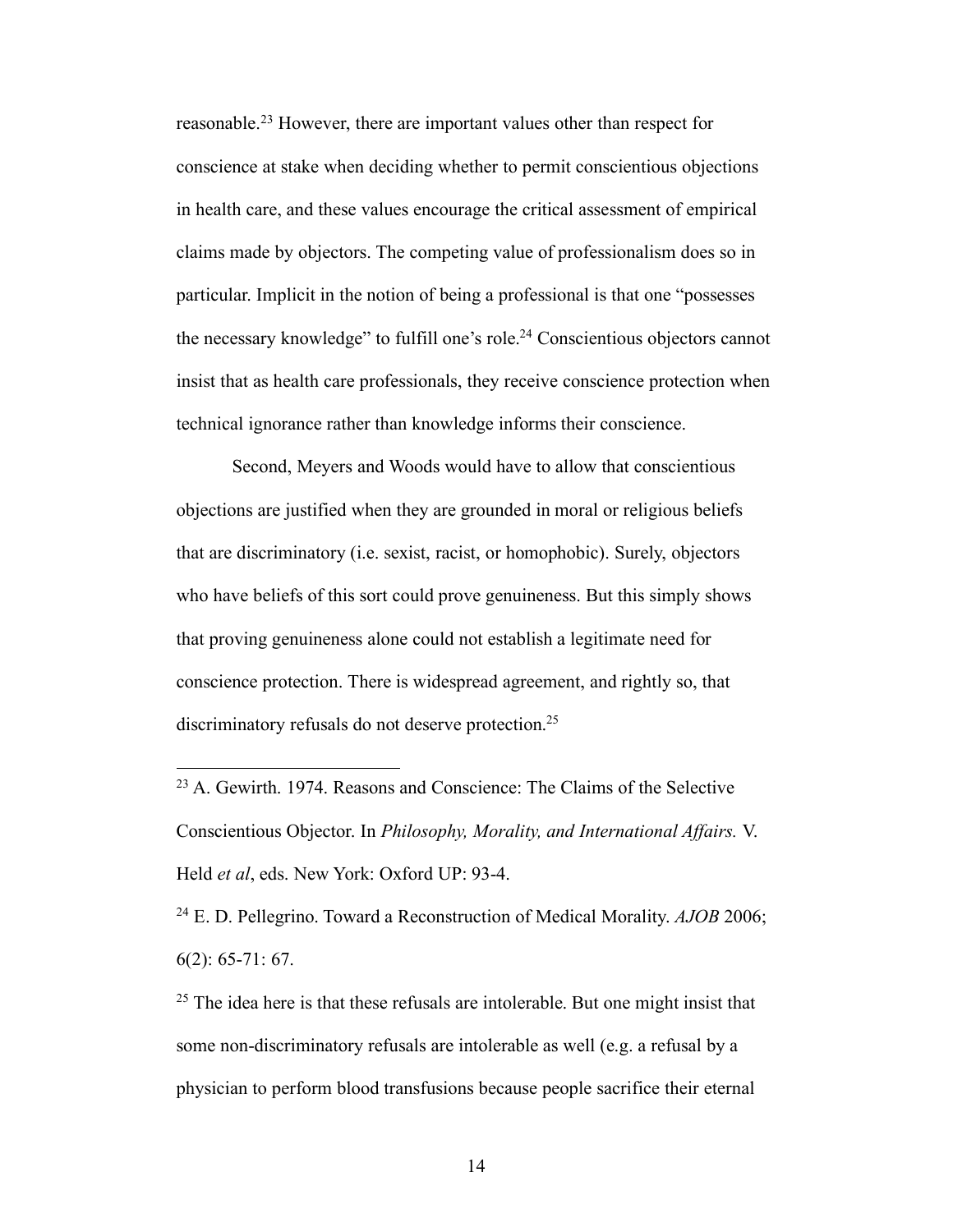reasonable.[23] However, there are important values other than respect for conscience at stake when deciding whether to permit conscientious objections in health care, and these values encourage the critical assessment of empirical claims made by objectors. The competing value of professionalism does so in particular. Implicit in the notion of being a professional is that one "possesses the necessary knowledge" to fulfill one's role.[24] Conscientious objectors cannot insist that as health care professionals, they receive conscience protection when technical ignorance rather than knowledge informs their conscience.

Second, Meyers and Woods would have to allow that conscientious objections are justified when they are grounded in moral or religious beliefs that are discriminatory (i.e. sexist, racist, or homophobic). Surely, objectors who have beliefs of this sort could prove genuineness. But this simply shows that proving genuineness alone could not establish a legitimate need for conscience protection. There is widespread agreement, and rightly so, that discriminatory refusals do not deserve protection.[25]

---

[23] A. Gewirth. 1974. Reasons and Conscience: The Claims of the Selective Conscientious Objector. In *Philosophy, Morality, and International Affairs.* V. Held *et al*, eds. New York: Oxford UP: 93-4.

[24] E. D. Pellegrino. Toward a Reconstruction of Medical Morality. *AJOB* 2006; 6(2): 65-71: 67.

[25] The idea here is that these refusals are intolerable. But one might insist that some non-discriminatory refusals are intolerable as well (e.g. a refusal by a physician to perform blood transfusions because people sacrifice their eternal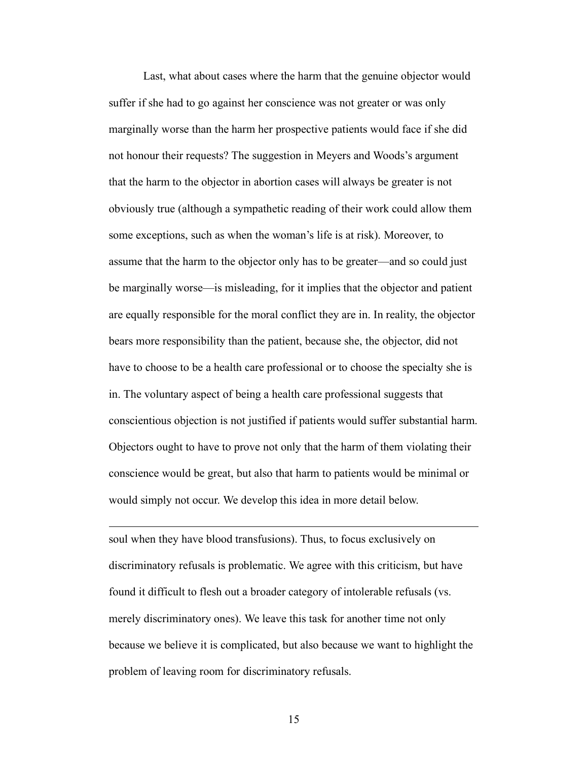Last, what about cases where the harm that the genuine objector would suffer if she had to go against her conscience was not greater or was only marginally worse than the harm her prospective patients would face if she did not honour their requests? The suggestion in Meyers and Woods's argument that the harm to the objector in abortion cases will always be greater is not obviously true (although a sympathetic reading of their work could allow them some exceptions, such as when the woman's life is at risk). Moreover, to assume that the harm to the objector only has to be greater—and so could just be marginally worse—is misleading, for it implies that the objector and patient are equally responsible for the moral conflict they are in. In reality, the objector bears more responsibility than the patient, because she, the objector, did not have to choose to be a health care professional or to choose the specialty she is in. The voluntary aspect of being a health care professional suggests that conscientious objection is not justified if patients would suffer substantial harm. Objectors ought to have to prove not only that the harm of them violating their conscience would be great, but also that harm to patients would be minimal or would simply not occur. We develop this idea in more detail below.

---

soul when they have blood transfusions). Thus, to focus exclusively on discriminatory refusals is problematic. We agree with this criticism, but have found it difficult to flesh out a broader category of intolerable refusals (vs. merely discriminatory ones). We leave this task for another time not only because we believe it is complicated, but also because we want to highlight the problem of leaving room for discriminatory refusals.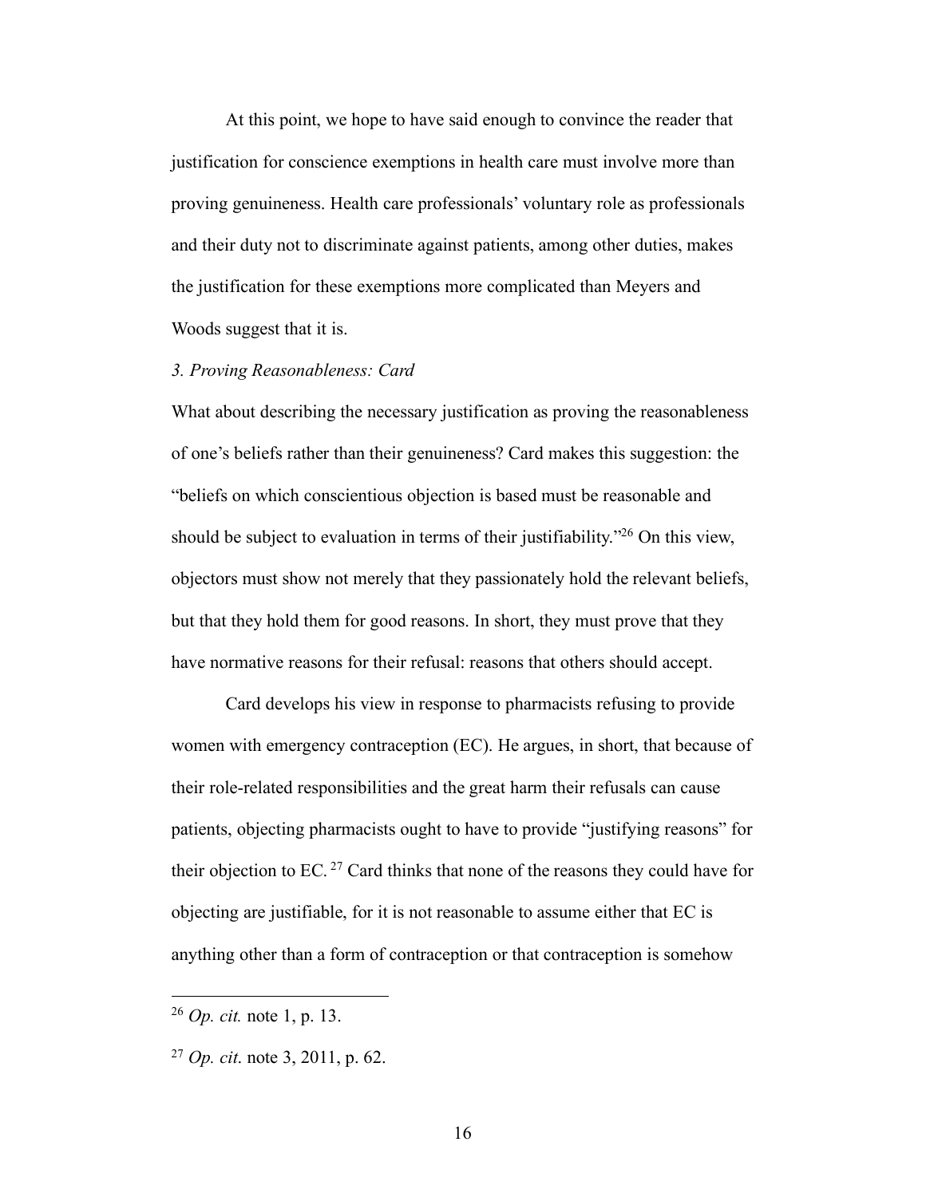At this point, we hope to have said enough to convince the reader that justification for conscience exemptions in health care must involve more than proving genuineness. Health care professionals' voluntary role as professionals and their duty not to discriminate against patients, among other duties, makes the justification for these exemptions more complicated than Meyers and Woods suggest that it is.

### *3. Proving Reasonableness: Card*

What about describing the necessary justification as proving the reasonableness of one's beliefs rather than their genuineness? Card makes this suggestion: the "beliefs on which conscientious objection is based must be reasonable and should be subject to evaluation in terms of their justifiability."[26] On this view, objectors must show not merely that they passionately hold the relevant beliefs, but that they hold them for good reasons. In short, they must prove that they have normative reasons for their refusal: reasons that others should accept.

Card develops his view in response to pharmacists refusing to provide women with emergency contraception (EC). He argues, in short, that because of their role-related responsibilities and the great harm their refusals can cause patients, objecting pharmacists ought to have to provide "justifying reasons" for their objection to EC.[27] Card thinks that none of the reasons they could have for objecting are justifiable, for it is not reasonable to assume either that EC is anything other than a form of contraception or that contraception is somehow

---

[26] *Op. cit.* note 1, p. 13.

[27] *Op. cit.* note 3, 2011, p. 62.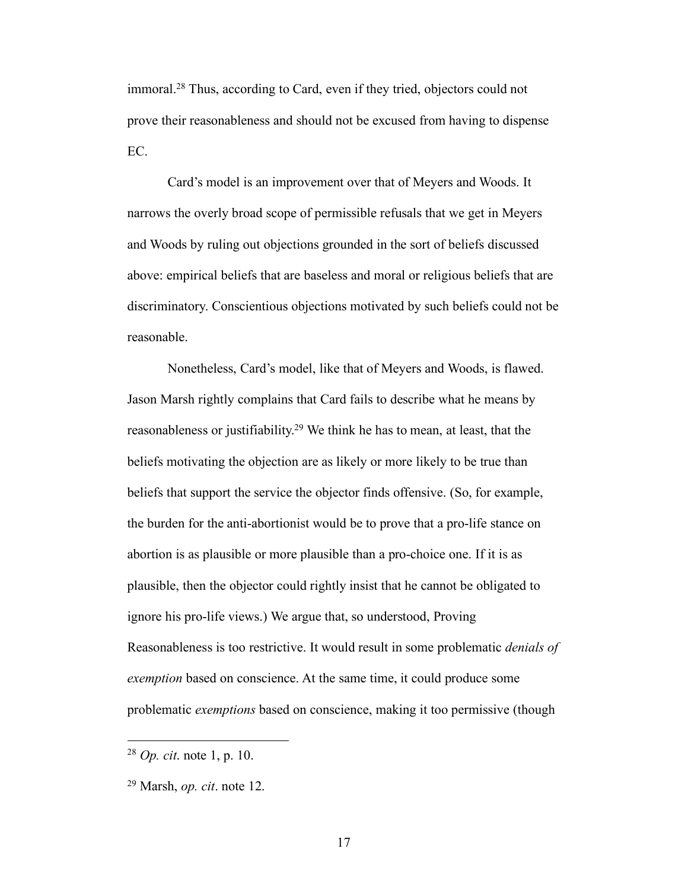immoral.[28] Thus, according to Card, even if they tried, objectors could not prove their reasonableness and should not be excused from having to dispense EC.

Card's model is an improvement over that of Meyers and Woods. It narrows the overly broad scope of permissible refusals that we get in Meyers and Woods by ruling out objections grounded in the sort of beliefs discussed above: empirical beliefs that are baseless and moral or religious beliefs that are discriminatory. Conscientious objections motivated by such beliefs could not be reasonable.

Nonetheless, Card's model, like that of Meyers and Woods, is flawed. Jason Marsh rightly complains that Card fails to describe what he means by reasonableness or justifiability.[29] We think he has to mean, at least, that the beliefs motivating the objection are as likely or more likely to be true than beliefs that support the service the objector finds offensive. (So, for example, the burden for the anti-abortionist would be to prove that a pro-life stance on abortion is as plausible or more plausible than a pro-choice one. If it is as plausible, then the objector could rightly insist that he cannot be obligated to ignore his pro-life views.) We argue that, so understood, Proving Reasonableness is too restrictive. It would result in some problematic *denials of exemption* based on conscience. At the same time, it could produce some problematic *exemptions* based on conscience, making it too permissive (though

---

[28] *Op. cit.* note 1, p. 10.

[29] Marsh, *op. cit*. note 12.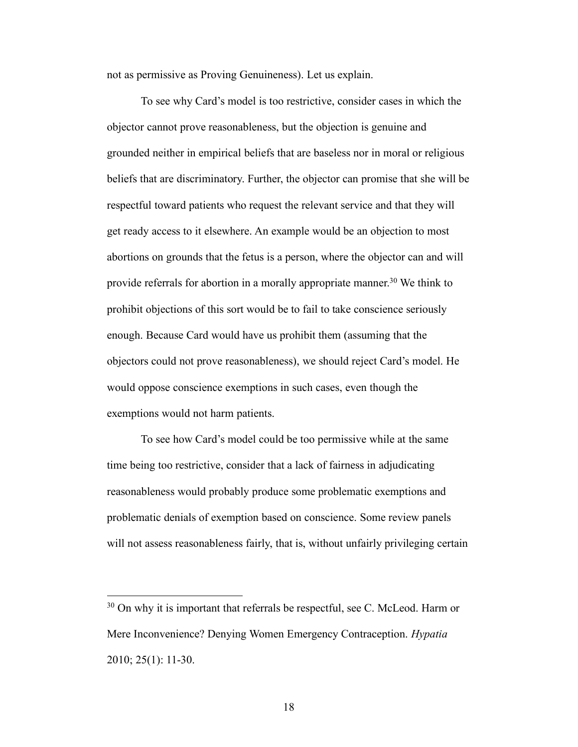not as permissive as Proving Genuineness). Let us explain.

To see why Card's model is too restrictive, consider cases in which the objector cannot prove reasonableness, but the objection is genuine and grounded neither in empirical beliefs that are baseless nor in moral or religious beliefs that are discriminatory. Further, the objector can promise that she will be respectful toward patients who request the relevant service and that they will get ready access to it elsewhere. An example would be an objection to most abortions on grounds that the fetus is a person, where the objector can and will provide referrals for abortion in a morally appropriate manner.[30] We think to prohibit objections of this sort would be to fail to take conscience seriously enough. Because Card would have us prohibit them (assuming that the objectors could not prove reasonableness), we should reject Card's model. He would oppose conscience exemptions in such cases, even though the exemptions would not harm patients.

To see how Card's model could be too permissive while at the same time being too restrictive, consider that a lack of fairness in adjudicating reasonableness would probably produce some problematic exemptions and problematic denials of exemption based on conscience. Some review panels will not assess reasonableness fairly, that is, without unfairly privileging certain

[30] On why it is important that referrals be respectful, see C. McLeod. Harm or Mere Inconvenience? Denying Women Emergency Contraception. *Hypatia* 2010; 25(1): 11-30.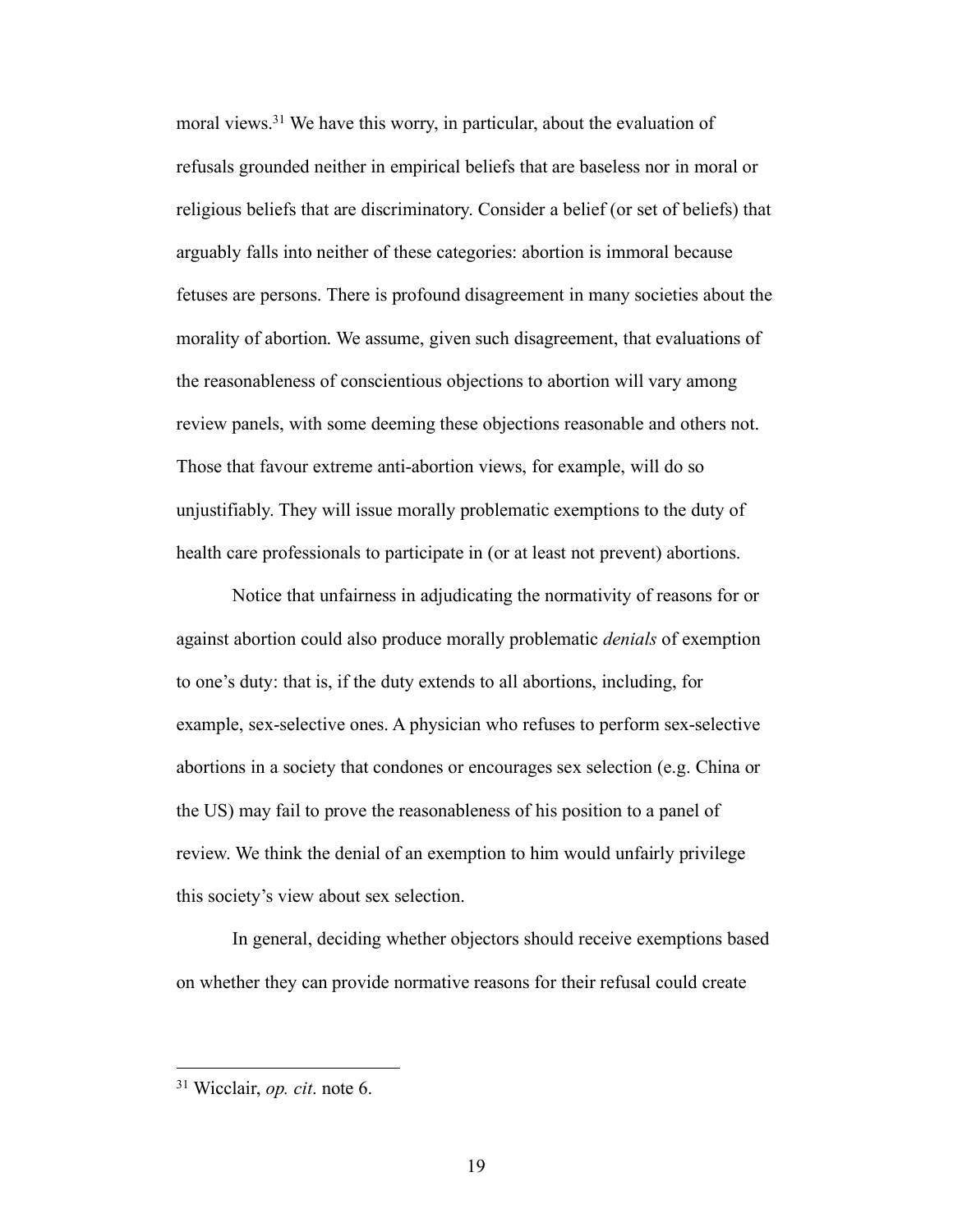moral views.[31] We have this worry, in particular, about the evaluation of refusals grounded neither in empirical beliefs that are baseless nor in moral or religious beliefs that are discriminatory. Consider a belief (or set of beliefs) that arguably falls into neither of these categories: abortion is immoral because fetuses are persons. There is profound disagreement in many societies about the morality of abortion. We assume, given such disagreement, that evaluations of the reasonableness of conscientious objections to abortion will vary among review panels, with some deeming these objections reasonable and others not. Those that favour extreme anti-abortion views, for example, will do so unjustifiably. They will issue morally problematic exemptions to the duty of health care professionals to participate in (or at least not prevent) abortions.

Notice that unfairness in adjudicating the normativity of reasons for or against abortion could also produce morally problematic *denials* of exemption to one's duty: that is, if the duty extends to all abortions, including, for example, sex-selective ones. A physician who refuses to perform sex-selective abortions in a society that condones or encourages sex selection (e.g. China or the US) may fail to prove the reasonableness of his position to a panel of review. We think the denial of an exemption to him would unfairly privilege this society's view about sex selection.

In general, deciding whether objectors should receive exemptions based on whether they can provide normative reasons for their refusal could create

---

[31] Wicclair, *op. cit*. note 6.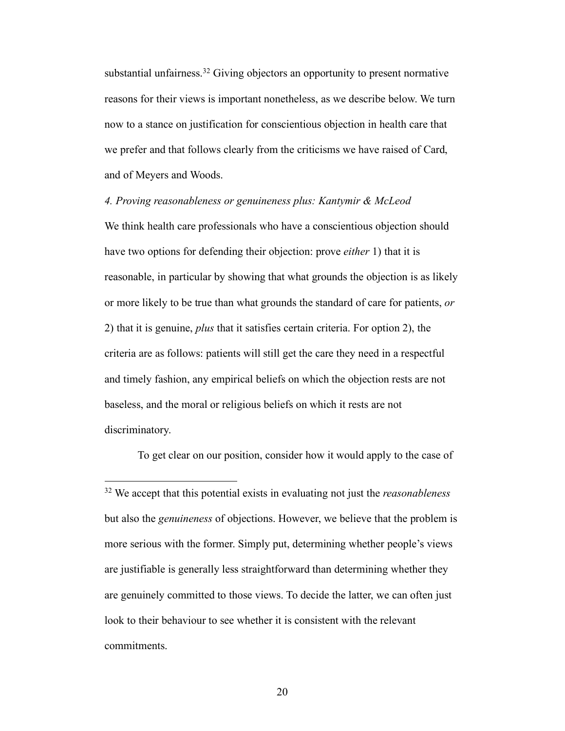substantial unfairness.[32] Giving objectors an opportunity to present normative reasons for their views is important nonetheless, as we describe below. We turn now to a stance on justification for conscientious objection in health care that we prefer and that follows clearly from the criticisms we have raised of Card, and of Meyers and Woods.

*4. Proving reasonableness or genuineness plus: Kantymir & McLeod*

We think health care professionals who have a conscientious objection should have two options for defending their objection: prove *either* 1) that it is reasonable, in particular by showing that what grounds the objection is as likely or more likely to be true than what grounds the standard of care for patients, *or* 2) that it is genuine, *plus* that it satisfies certain criteria. For option 2), the criteria are as follows: patients will still get the care they need in a respectful and timely fashion, any empirical beliefs on which the objection rests are not baseless, and the moral or religious beliefs on which it rests are not discriminatory.

To get clear on our position, consider how it would apply to the case of

[32] We accept that this potential exists in evaluating not just the *reasonableness* but also the *genuineness* of objections. However, we believe that the problem is more serious with the former. Simply put, determining whether people's views are justifiable is generally less straightforward than determining whether they are genuinely committed to those views. To decide the latter, we can often just look to their behaviour to see whether it is consistent with the relevant commitments.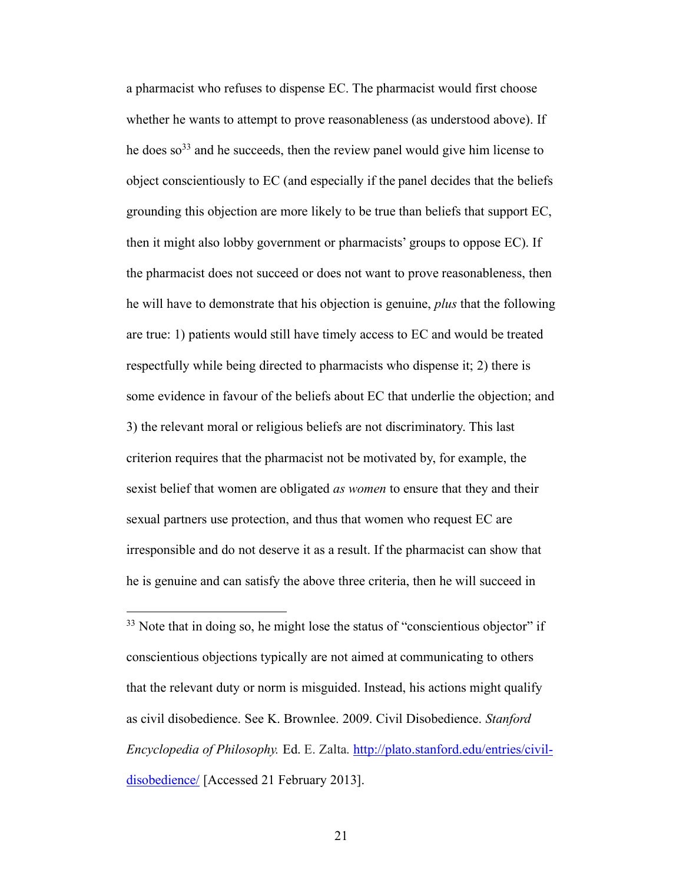a pharmacist who refuses to dispense EC. The pharmacist would first choose whether he wants to attempt to prove reasonableness (as understood above). If he does so[33] and he succeeds, then the review panel would give him license to object conscientiously to EC (and especially if the panel decides that the beliefs grounding this objection are more likely to be true than beliefs that support EC, then it might also lobby government or pharmacists' groups to oppose EC). If the pharmacist does not succeed or does not want to prove reasonableness, then he will have to demonstrate that his objection is genuine, *plus* that the following are true: 1) patients would still have timely access to EC and would be treated respectfully while being directed to pharmacists who dispense it; 2) there is some evidence in favour of the beliefs about EC that underlie the objection; and 3) the relevant moral or religious beliefs are not discriminatory. This last criterion requires that the pharmacist not be motivated by, for example, the sexist belief that women are obligated *as women* to ensure that they and their sexual partners use protection, and thus that women who request EC are irresponsible and do not deserve it as a result. If the pharmacist can show that he is genuine and can satisfy the above three criteria, then he will succeed in

---

[33] Note that in doing so, he might lose the status of "conscientious objector" if conscientious objections typically are not aimed at communicating to others that the relevant duty or norm is misguided. Instead, his actions might qualify as civil disobedience. See K. Brownlee. 2009. Civil Disobedience. *Stanford Encyclopedia of Philosophy.* Ed. E. Zalta. http://plato.stanford.edu/entries/civil-disobedience/ [Accessed 21 February 2013].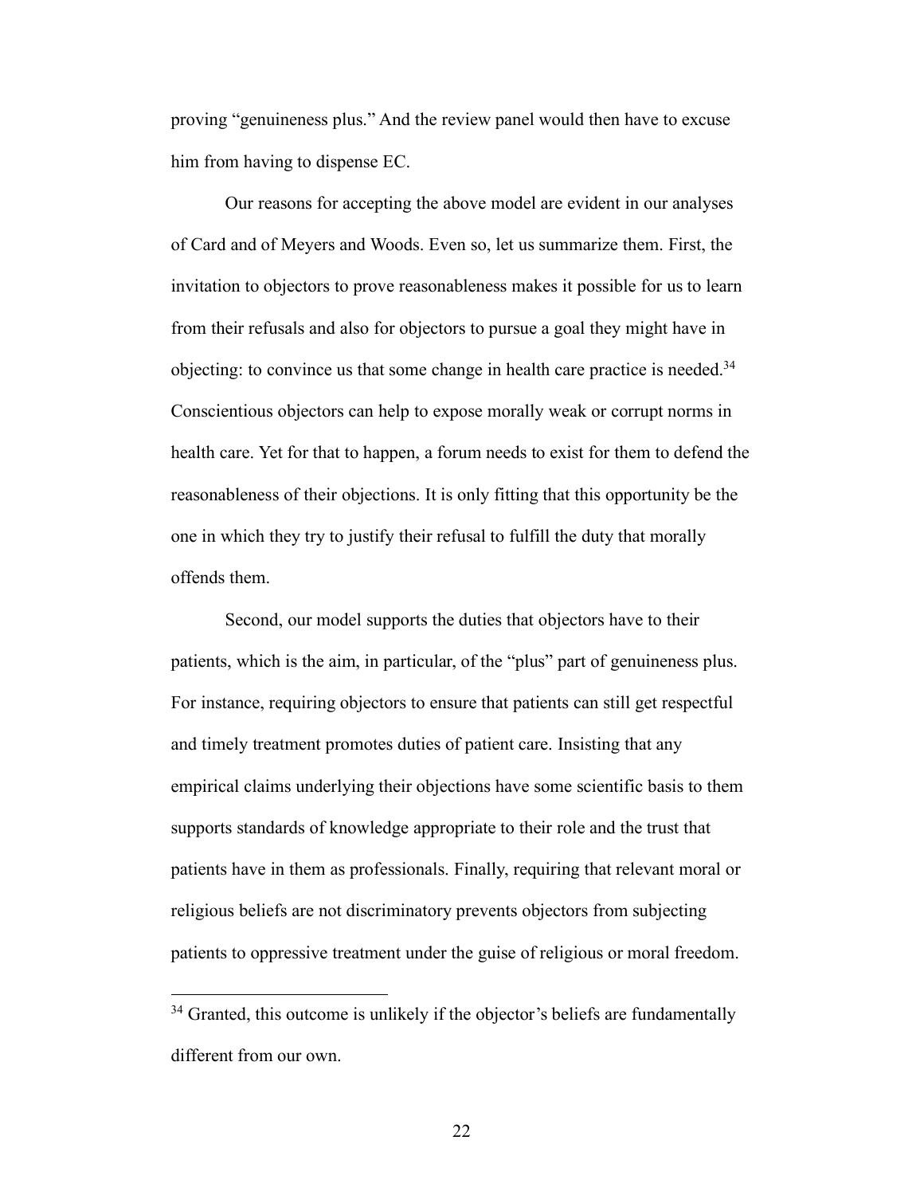proving "genuineness plus." And the review panel would then have to excuse him from having to dispense EC.

Our reasons for accepting the above model are evident in our analyses of Card and of Meyers and Woods. Even so, let us summarize them. First, the invitation to objectors to prove reasonableness makes it possible for us to learn from their refusals and also for objectors to pursue a goal they might have in objecting: to convince us that some change in health care practice is needed.[34] Conscientious objectors can help to expose morally weak or corrupt norms in health care. Yet for that to happen, a forum needs to exist for them to defend the reasonableness of their objections. It is only fitting that this opportunity be the one in which they try to justify their refusal to fulfill the duty that morally offends them.

Second, our model supports the duties that objectors have to their patients, which is the aim, in particular, of the "plus" part of genuineness plus. For instance, requiring objectors to ensure that patients can still get respectful and timely treatment promotes duties of patient care. Insisting that any empirical claims underlying their objections have some scientific basis to them supports standards of knowledge appropriate to their role and the trust that patients have in them as professionals. Finally, requiring that relevant moral or religious beliefs are not discriminatory prevents objectors from subjecting patients to oppressive treatment under the guise of religious or moral freedom.

[34] Granted, this outcome is unlikely if the objector's beliefs are fundamentally different from our own.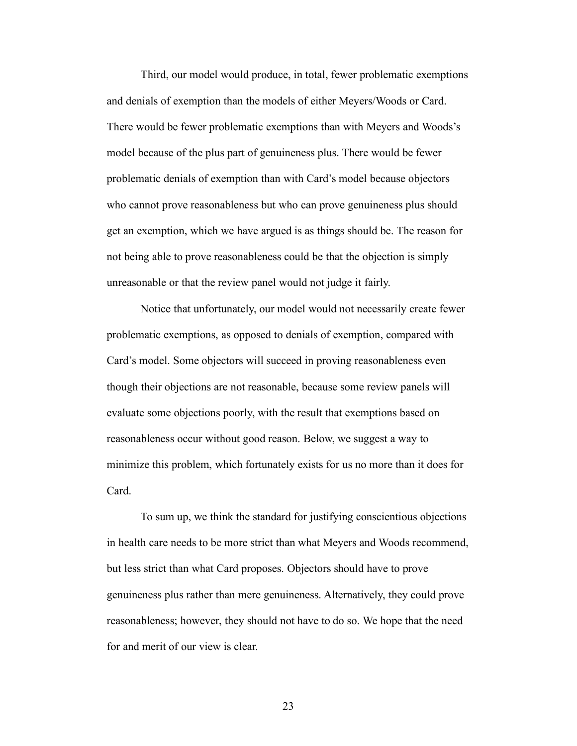Third, our model would produce, in total, fewer problematic exemptions and denials of exemption than the models of either Meyers/Woods or Card. There would be fewer problematic exemptions than with Meyers and Woods's model because of the plus part of genuineness plus. There would be fewer problematic denials of exemption than with Card's model because objectors who cannot prove reasonableness but who can prove genuineness plus should get an exemption, which we have argued is as things should be. The reason for not being able to prove reasonableness could be that the objection is simply unreasonable or that the review panel would not judge it fairly.

Notice that unfortunately, our model would not necessarily create fewer problematic exemptions, as opposed to denials of exemption, compared with Card's model. Some objectors will succeed in proving reasonableness even though their objections are not reasonable, because some review panels will evaluate some objections poorly, with the result that exemptions based on reasonableness occur without good reason. Below, we suggest a way to minimize this problem, which fortunately exists for us no more than it does for Card.

To sum up, we think the standard for justifying conscientious objections in health care needs to be more strict than what Meyers and Woods recommend, but less strict than what Card proposes. Objectors should have to prove genuineness plus rather than mere genuineness. Alternatively, they could prove reasonableness; however, they should not have to do so. We hope that the need for and merit of our view is clear.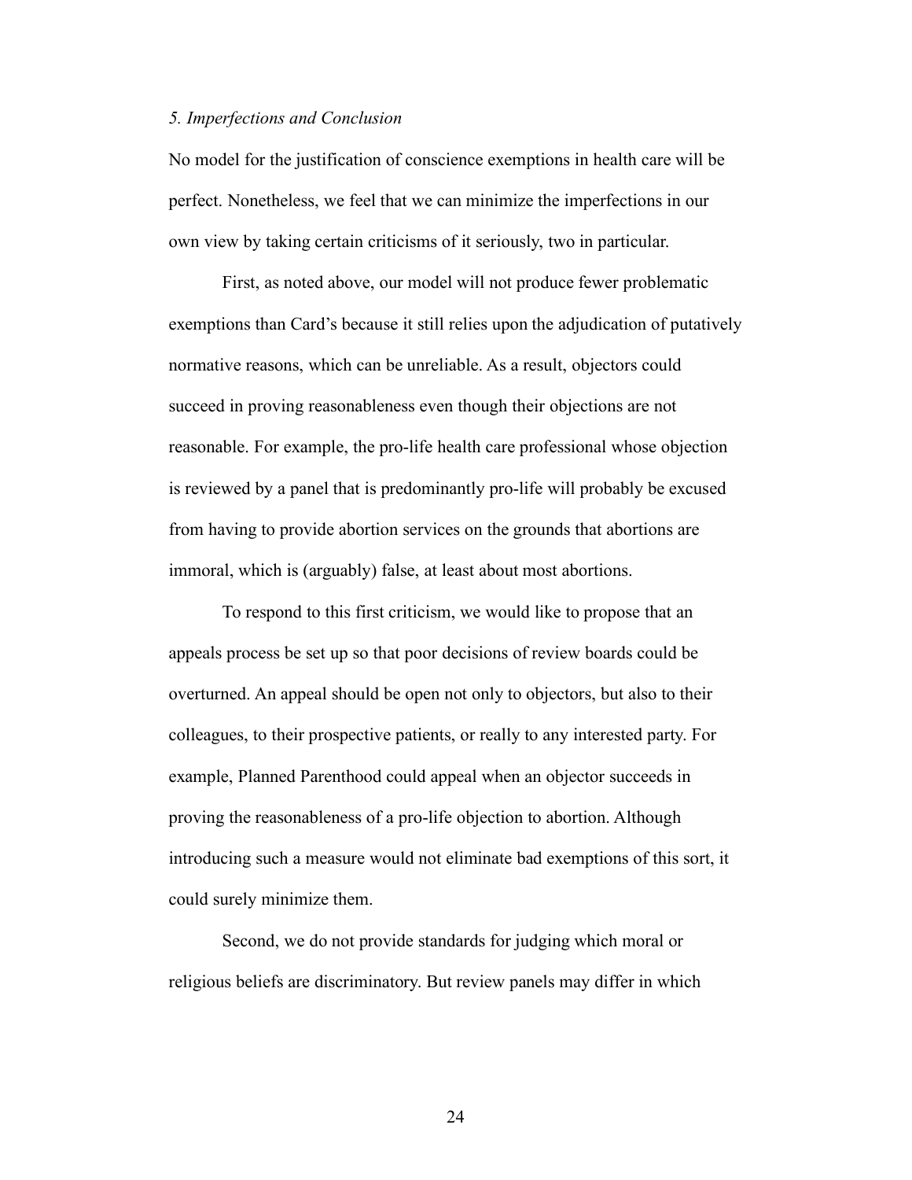### *5. Imperfections and Conclusion*

No model for the justification of conscience exemptions in health care will be perfect. Nonetheless, we feel that we can minimize the imperfections in our own view by taking certain criticisms of it seriously, two in particular.

First, as noted above, our model will not produce fewer problematic exemptions than Card's because it still relies upon the adjudication of putatively normative reasons, which can be unreliable. As a result, objectors could succeed in proving reasonableness even though their objections are not reasonable. For example, the pro-life health care professional whose objection is reviewed by a panel that is predominantly pro-life will probably be excused from having to provide abortion services on the grounds that abortions are immoral, which is (arguably) false, at least about most abortions.

To respond to this first criticism, we would like to propose that an appeals process be set up so that poor decisions of review boards could be overturned. An appeal should be open not only to objectors, but also to their colleagues, to their prospective patients, or really to any interested party. For example, Planned Parenthood could appeal when an objector succeeds in proving the reasonableness of a pro-life objection to abortion. Although introducing such a measure would not eliminate bad exemptions of this sort, it could surely minimize them.

Second, we do not provide standards for judging which moral or religious beliefs are discriminatory. But review panels may differ in which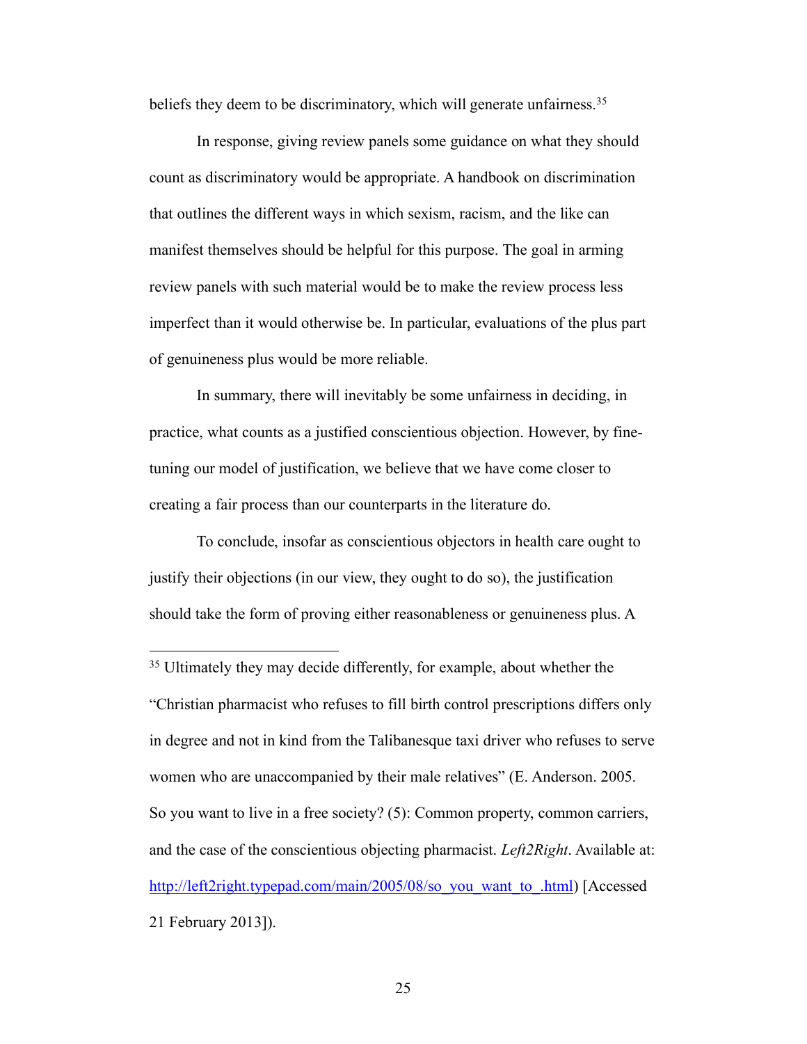beliefs they deem to be discriminatory, which will generate unfairness.[35]

In response, giving review panels some guidance on what they should count as discriminatory would be appropriate. A handbook on discrimination that outlines the different ways in which sexism, racism, and the like can manifest themselves should be helpful for this purpose. The goal in arming review panels with such material would be to make the review process less imperfect than it would otherwise be. In particular, evaluations of the plus part of genuineness plus would be more reliable.

In summary, there will inevitably be some unfairness in deciding, in practice, what counts as a justified conscientious objection. However, by fine-tuning our model of justification, we believe that we have come closer to creating a fair process than our counterparts in the literature do.

To conclude, insofar as conscientious objectors in health care ought to justify their objections (in our view, they ought to do so), the justification should take the form of proving either reasonableness or genuineness plus. A

---

[35] Ultimately they may decide differently, for example, about whether the "Christian pharmacist who refuses to fill birth control prescriptions differs only in degree and not in kind from the Talibanesque taxi driver who refuses to serve women who are unaccompanied by their male relatives" (E. Anderson. 2005. So you want to live in a free society? (5): Common property, common carriers, and the case of the conscientious objecting pharmacist. *Left2Right*. Available at: http://left2right.typepad.com/main/2005/08/so_you_want_to_.html) [Accessed 21 February 2013]).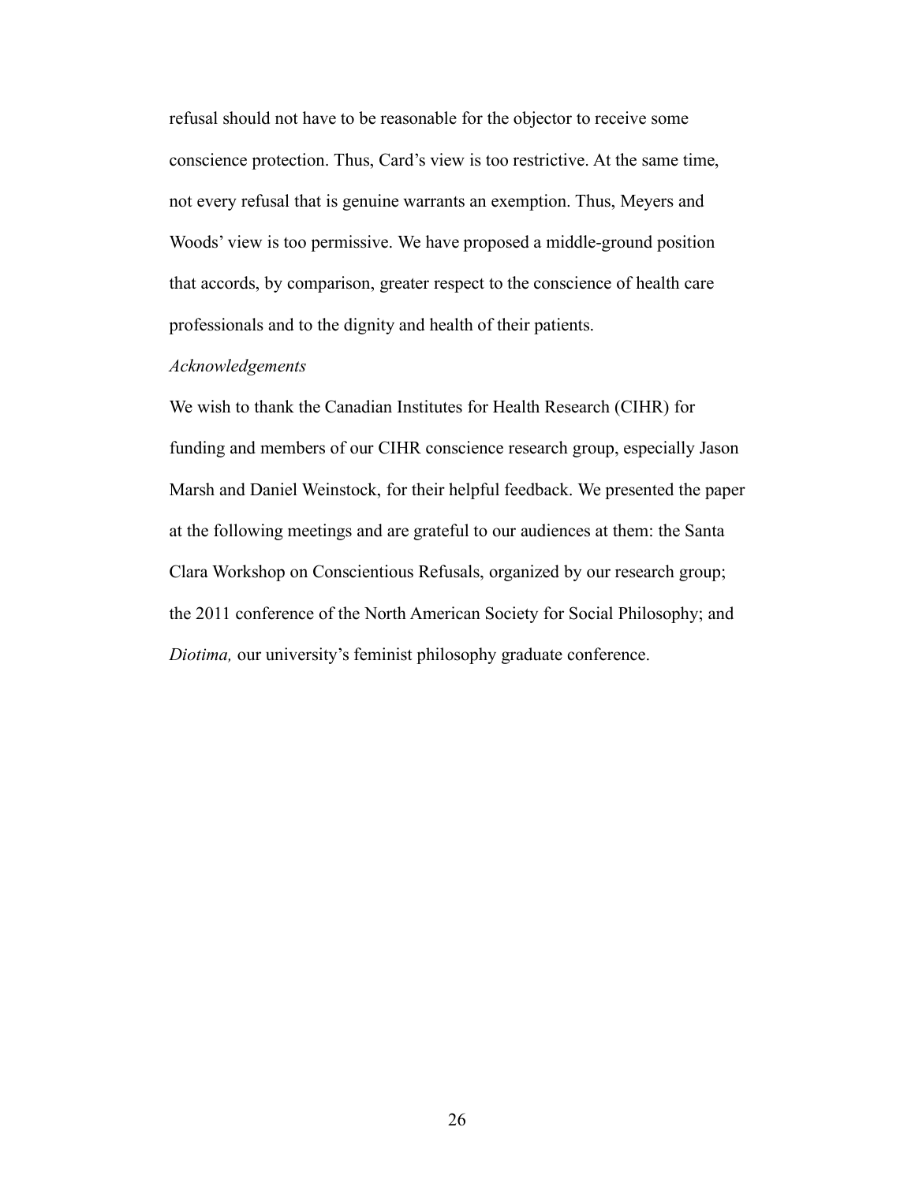refusal should not have to be reasonable for the objector to receive some conscience protection. Thus, Card's view is too restrictive. At the same time, not every refusal that is genuine warrants an exemption. Thus, Meyers and Woods' view is too permissive. We have proposed a middle-ground position that accords, by comparison, greater respect to the conscience of health care professionals and to the dignity and health of their patients.

*Acknowledgements*

We wish to thank the Canadian Institutes for Health Research (CIHR) for funding and members of our CIHR conscience research group, especially Jason Marsh and Daniel Weinstock, for their helpful feedback. We presented the paper at the following meetings and are grateful to our audiences at them: the Santa Clara Workshop on Conscientious Refusals, organized by our research group; the 2011 conference of the North American Society for Social Philosophy; and *Diotima,* our university's feminist philosophy graduate conference.